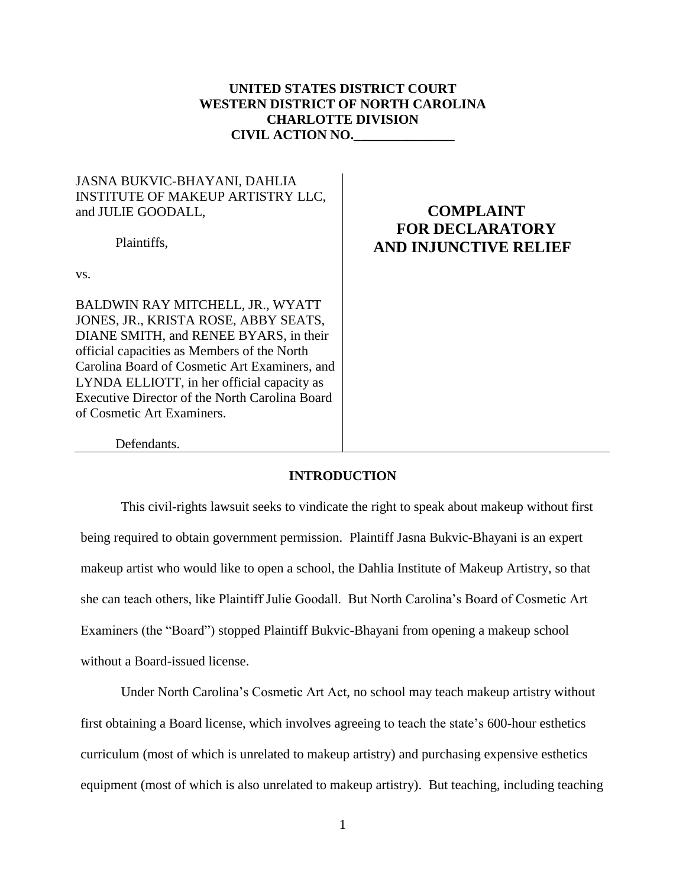**UNITED STATES DISTRICT COURT**
**WESTERN DISTRICT OF NORTH CAROLINA**
**CHARLOTTE DIVISION**
**CIVIL ACTION NO.\_\_\_\_\_\_\_\_\_\_\_\_\_\_\_**

| | |
|---|---|
| JASNA BUKVIC-BHAYANI, DAHLIA INSTITUTE OF MAKEUP ARTISTRY LLC, and JULIE GOODALL,<br><br>Plaintiffs,<br><br>vs.<br><br>BALDWIN RAY MITCHELL, JR., WYATT JONES, JR., KRISTA ROSE, ABBY SEATS, DIANE SMITH, and RENEE BYARS, in their official capacities as Members of the North Carolina Board of Cosmetic Art Examiners, and LYNDA ELLIOTT, in her official capacity as Executive Director of the North Carolina Board of Cosmetic Art Examiners.<br><br>Defendants. | **COMPLAINT FOR DECLARATORY AND INJUNCTIVE RELIEF** |

## INTRODUCTION

This civil-rights lawsuit seeks to vindicate the right to speak about makeup without first being required to obtain government permission. Plaintiff Jasna Bukvic-Bhayani is an expert makeup artist who would like to open a school, the Dahlia Institute of Makeup Artistry, so that she can teach others, like Plaintiff Julie Goodall. But North Carolina's Board of Cosmetic Art Examiners (the "Board") stopped Plaintiff Bukvic-Bhayani from opening a makeup school without a Board-issued license.

Under North Carolina's Cosmetic Art Act, no school may teach makeup artistry without first obtaining a Board license, which involves agreeing to teach the state's 600-hour esthetics curriculum (most of which is unrelated to makeup artistry) and purchasing expensive esthetics equipment (most of which is also unrelated to makeup artistry). But teaching, including teaching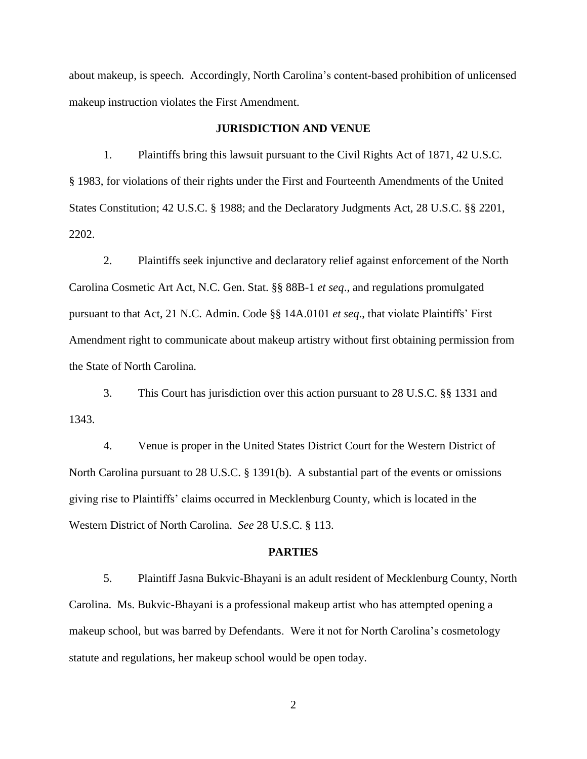about makeup, is speech. Accordingly, North Carolina's content-based prohibition of unlicensed makeup instruction violates the First Amendment.

## JURISDICTION AND VENUE

1. Plaintiffs bring this lawsuit pursuant to the Civil Rights Act of 1871, 42 U.S.C. § 1983, for violations of their rights under the First and Fourteenth Amendments of the United States Constitution; 42 U.S.C. § 1988; and the Declaratory Judgments Act, 28 U.S.C. §§ 2201, 2202.

2. Plaintiffs seek injunctive and declaratory relief against enforcement of the North Carolina Cosmetic Art Act, N.C. Gen. Stat. §§ 88B-1 *et seq*., and regulations promulgated pursuant to that Act, 21 N.C. Admin. Code §§ 14A.0101 *et seq*., that violate Plaintiffs' First Amendment right to communicate about makeup artistry without first obtaining permission from the State of North Carolina.

3. This Court has jurisdiction over this action pursuant to 28 U.S.C. §§ 1331 and 1343.

4. Venue is proper in the United States District Court for the Western District of North Carolina pursuant to 28 U.S.C. § 1391(b). A substantial part of the events or omissions giving rise to Plaintiffs' claims occurred in Mecklenburg County, which is located in the Western District of North Carolina. *See* 28 U.S.C. § 113.

## PARTIES

5. Plaintiff Jasna Bukvic-Bhayani is an adult resident of Mecklenburg County, North Carolina. Ms. Bukvic-Bhayani is a professional makeup artist who has attempted opening a makeup school, but was barred by Defendants. Were it not for North Carolina's cosmetology statute and regulations, her makeup school would be open today.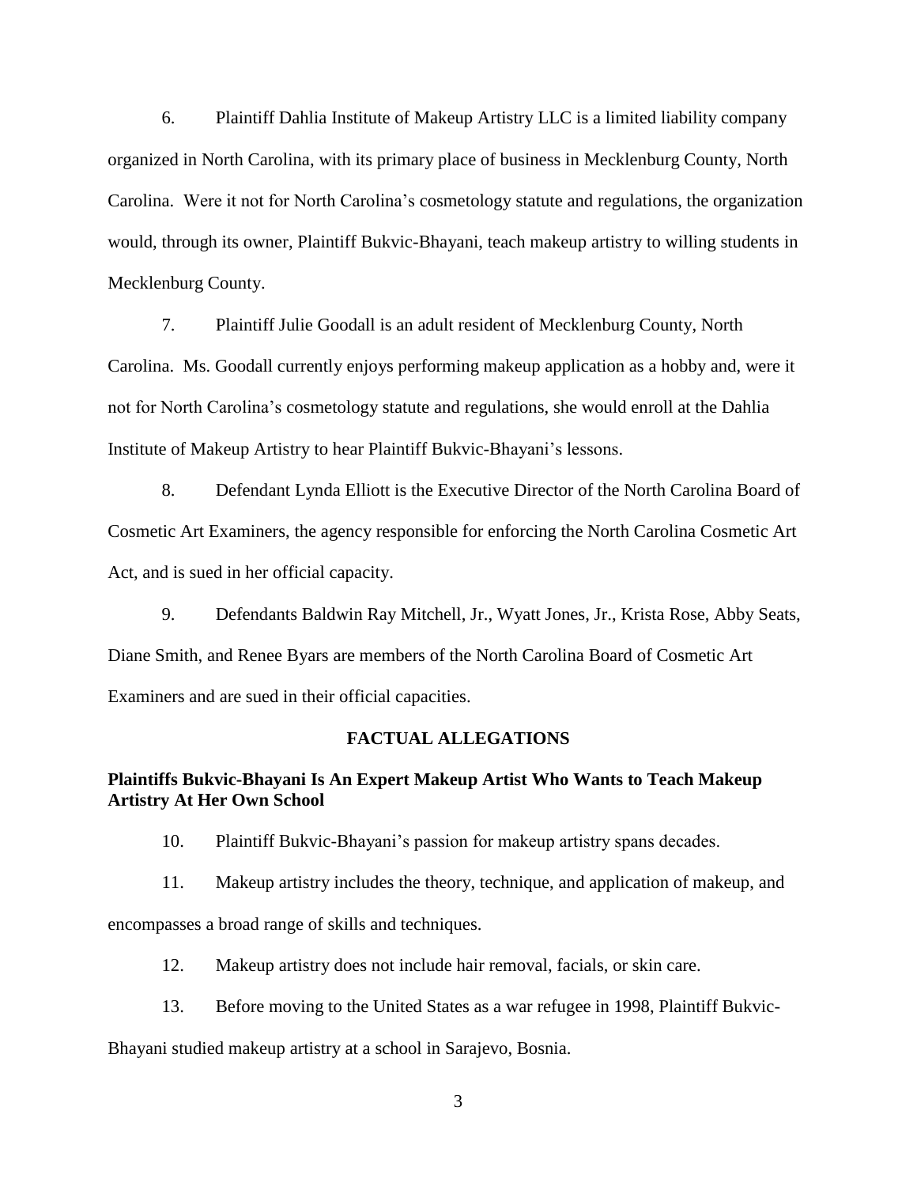6. Plaintiff Dahlia Institute of Makeup Artistry LLC is a limited liability company organized in North Carolina, with its primary place of business in Mecklenburg County, North Carolina. Were it not for North Carolina's cosmetology statute and regulations, the organization would, through its owner, Plaintiff Bukvic-Bhayani, teach makeup artistry to willing students in Mecklenburg County.

7. Plaintiff Julie Goodall is an adult resident of Mecklenburg County, North Carolina. Ms. Goodall currently enjoys performing makeup application as a hobby and, were it not for North Carolina's cosmetology statute and regulations, she would enroll at the Dahlia Institute of Makeup Artistry to hear Plaintiff Bukvic-Bhayani's lessons.

8. Defendant Lynda Elliott is the Executive Director of the North Carolina Board of Cosmetic Art Examiners, the agency responsible for enforcing the North Carolina Cosmetic Art Act, and is sued in her official capacity.

9. Defendants Baldwin Ray Mitchell, Jr., Wyatt Jones, Jr., Krista Rose, Abby Seats, Diane Smith, and Renee Byars are members of the North Carolina Board of Cosmetic Art Examiners and are sued in their official capacities.

## FACTUAL ALLEGATIONS

### Plaintiffs Bukvic-Bhayani Is An Expert Makeup Artist Who Wants to Teach Makeup Artistry At Her Own School

10. Plaintiff Bukvic-Bhayani's passion for makeup artistry spans decades.

11. Makeup artistry includes the theory, technique, and application of makeup, and encompasses a broad range of skills and techniques.

12. Makeup artistry does not include hair removal, facials, or skin care.

13. Before moving to the United States as a war refugee in 1998, Plaintiff Bukvic-Bhayani studied makeup artistry at a school in Sarajevo, Bosnia.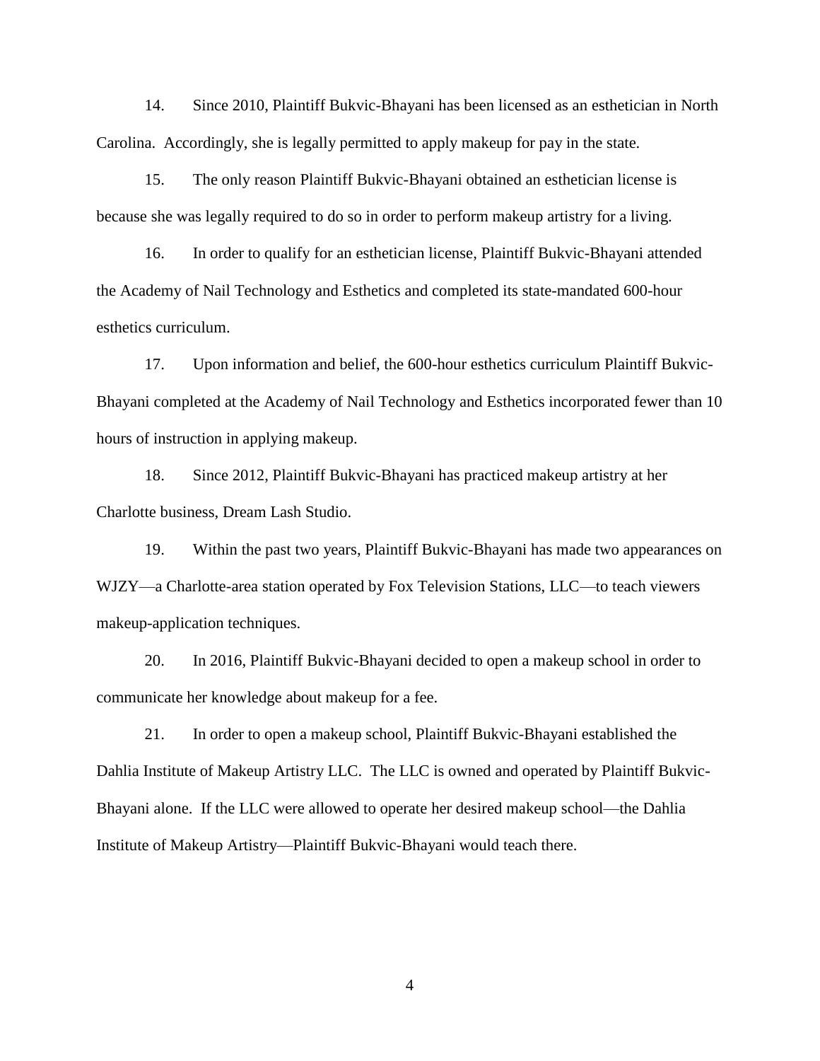14. Since 2010, Plaintiff Bukvic-Bhayani has been licensed as an esthetician in North Carolina. Accordingly, she is legally permitted to apply makeup for pay in the state.

15. The only reason Plaintiff Bukvic-Bhayani obtained an esthetician license is because she was legally required to do so in order to perform makeup artistry for a living.

16. In order to qualify for an esthetician license, Plaintiff Bukvic-Bhayani attended the Academy of Nail Technology and Esthetics and completed its state-mandated 600-hour esthetics curriculum.

17. Upon information and belief, the 600-hour esthetics curriculum Plaintiff Bukvic-Bhayani completed at the Academy of Nail Technology and Esthetics incorporated fewer than 10 hours of instruction in applying makeup.

18. Since 2012, Plaintiff Bukvic-Bhayani has practiced makeup artistry at her Charlotte business, Dream Lash Studio.

19. Within the past two years, Plaintiff Bukvic-Bhayani has made two appearances on WJZY—a Charlotte-area station operated by Fox Television Stations, LLC—to teach viewers makeup-application techniques.

20. In 2016, Plaintiff Bukvic-Bhayani decided to open a makeup school in order to communicate her knowledge about makeup for a fee.

21. In order to open a makeup school, Plaintiff Bukvic-Bhayani established the Dahlia Institute of Makeup Artistry LLC. The LLC is owned and operated by Plaintiff Bukvic-Bhayani alone. If the LLC were allowed to operate her desired makeup school—the Dahlia Institute of Makeup Artistry—Plaintiff Bukvic-Bhayani would teach there.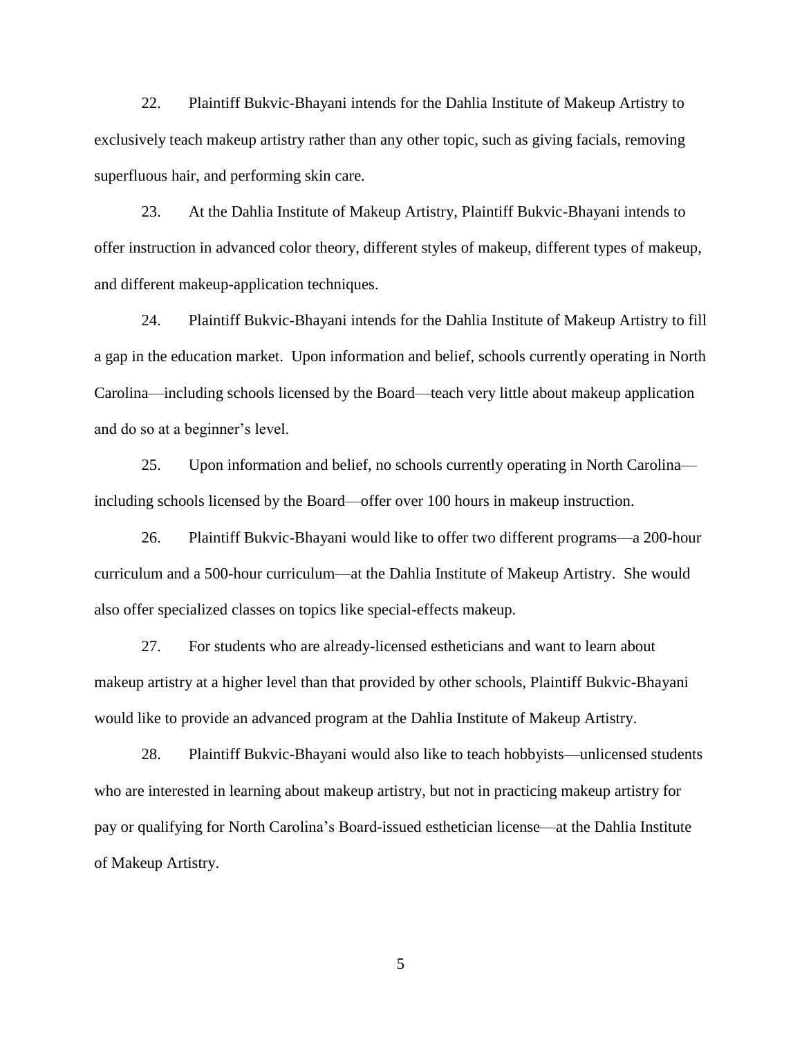22. Plaintiff Bukvic-Bhayani intends for the Dahlia Institute of Makeup Artistry to exclusively teach makeup artistry rather than any other topic, such as giving facials, removing superfluous hair, and performing skin care.

23. At the Dahlia Institute of Makeup Artistry, Plaintiff Bukvic-Bhayani intends to offer instruction in advanced color theory, different styles of makeup, different types of makeup, and different makeup-application techniques.

24. Plaintiff Bukvic-Bhayani intends for the Dahlia Institute of Makeup Artistry to fill a gap in the education market. Upon information and belief, schools currently operating in North Carolina—including schools licensed by the Board—teach very little about makeup application and do so at a beginner's level.

25. Upon information and belief, no schools currently operating in North Carolina—including schools licensed by the Board—offer over 100 hours in makeup instruction.

26. Plaintiff Bukvic-Bhayani would like to offer two different programs—a 200-hour curriculum and a 500-hour curriculum—at the Dahlia Institute of Makeup Artistry. She would also offer specialized classes on topics like special-effects makeup.

27. For students who are already-licensed estheticians and want to learn about makeup artistry at a higher level than that provided by other schools, Plaintiff Bukvic-Bhayani would like to provide an advanced program at the Dahlia Institute of Makeup Artistry.

28. Plaintiff Bukvic-Bhayani would also like to teach hobbyists—unlicensed students who are interested in learning about makeup artistry, but not in practicing makeup artistry for pay or qualifying for North Carolina's Board-issued esthetician license—at the Dahlia Institute of Makeup Artistry.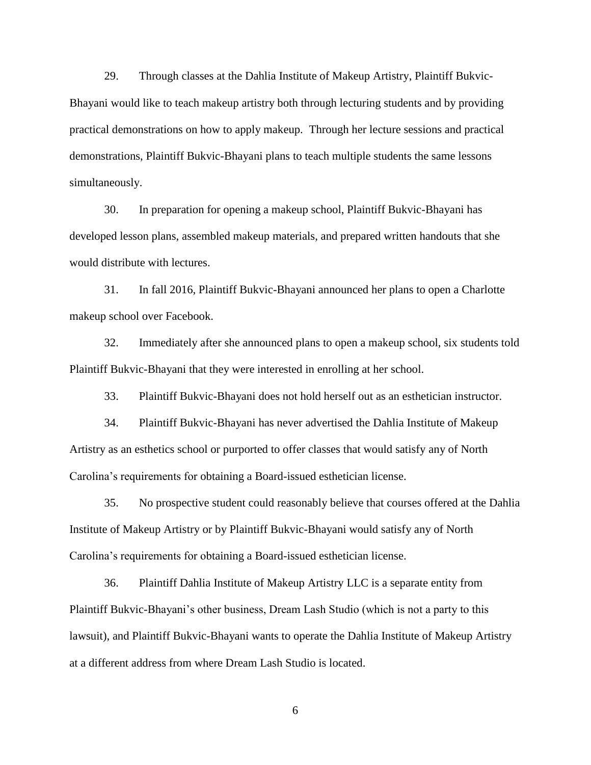29. Through classes at the Dahlia Institute of Makeup Artistry, Plaintiff Bukvic-Bhayani would like to teach makeup artistry both through lecturing students and by providing practical demonstrations on how to apply makeup. Through her lecture sessions and practical demonstrations, Plaintiff Bukvic-Bhayani plans to teach multiple students the same lessons simultaneously.

30. In preparation for opening a makeup school, Plaintiff Bukvic-Bhayani has developed lesson plans, assembled makeup materials, and prepared written handouts that she would distribute with lectures.

31. In fall 2016, Plaintiff Bukvic-Bhayani announced her plans to open a Charlotte makeup school over Facebook.

32. Immediately after she announced plans to open a makeup school, six students told Plaintiff Bukvic-Bhayani that they were interested in enrolling at her school.

33. Plaintiff Bukvic-Bhayani does not hold herself out as an esthetician instructor.

34. Plaintiff Bukvic-Bhayani has never advertised the Dahlia Institute of Makeup Artistry as an esthetics school or purported to offer classes that would satisfy any of North Carolina's requirements for obtaining a Board-issued esthetician license.

35. No prospective student could reasonably believe that courses offered at the Dahlia Institute of Makeup Artistry or by Plaintiff Bukvic-Bhayani would satisfy any of North Carolina's requirements for obtaining a Board-issued esthetician license.

36. Plaintiff Dahlia Institute of Makeup Artistry LLC is a separate entity from Plaintiff Bukvic-Bhayani's other business, Dream Lash Studio (which is not a party to this lawsuit), and Plaintiff Bukvic-Bhayani wants to operate the Dahlia Institute of Makeup Artistry at a different address from where Dream Lash Studio is located.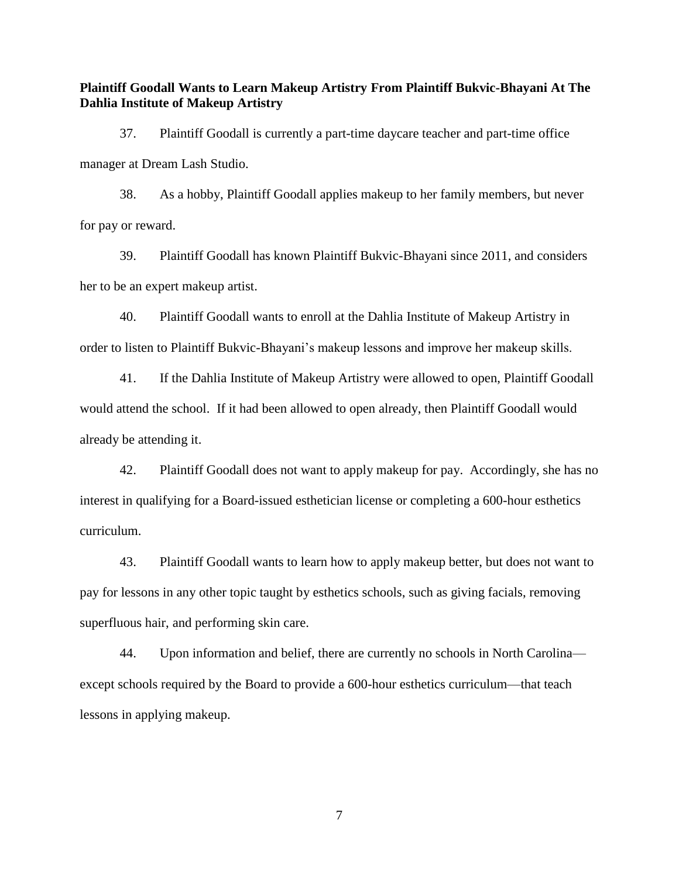**Plaintiff Goodall Wants to Learn Makeup Artistry From Plaintiff Bukvic-Bhayani At The Dahlia Institute of Makeup Artistry**

37. Plaintiff Goodall is currently a part-time daycare teacher and part-time office manager at Dream Lash Studio.

38. As a hobby, Plaintiff Goodall applies makeup to her family members, but never for pay or reward.

39. Plaintiff Goodall has known Plaintiff Bukvic-Bhayani since 2011, and considers her to be an expert makeup artist.

40. Plaintiff Goodall wants to enroll at the Dahlia Institute of Makeup Artistry in order to listen to Plaintiff Bukvic-Bhayani's makeup lessons and improve her makeup skills.

41. If the Dahlia Institute of Makeup Artistry were allowed to open, Plaintiff Goodall would attend the school. If it had been allowed to open already, then Plaintiff Goodall would already be attending it.

42. Plaintiff Goodall does not want to apply makeup for pay. Accordingly, she has no interest in qualifying for a Board-issued esthetician license or completing a 600-hour esthetics curriculum.

43. Plaintiff Goodall wants to learn how to apply makeup better, but does not want to pay for lessons in any other topic taught by esthetics schools, such as giving facials, removing superfluous hair, and performing skin care.

44. Upon information and belief, there are currently no schools in North Carolina—except schools required by the Board to provide a 600-hour esthetics curriculum—that teach lessons in applying makeup.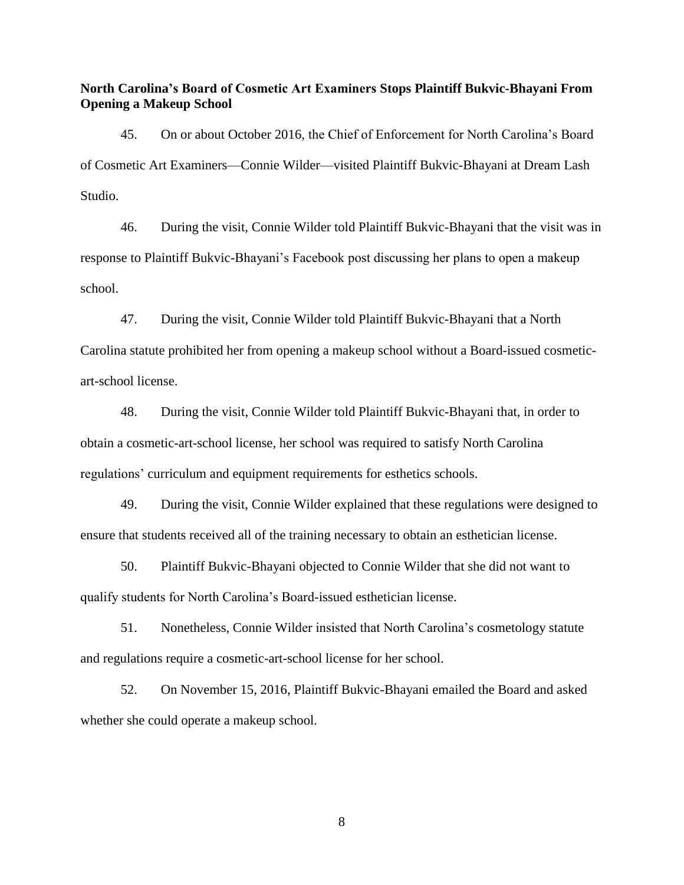**North Carolina's Board of Cosmetic Art Examiners Stops Plaintiff Bukvic-Bhayani From Opening a Makeup School**

45. On or about October 2016, the Chief of Enforcement for North Carolina's Board of Cosmetic Art Examiners—Connie Wilder—visited Plaintiff Bukvic-Bhayani at Dream Lash Studio.

46. During the visit, Connie Wilder told Plaintiff Bukvic-Bhayani that the visit was in response to Plaintiff Bukvic-Bhayani's Facebook post discussing her plans to open a makeup school.

47. During the visit, Connie Wilder told Plaintiff Bukvic-Bhayani that a North Carolina statute prohibited her from opening a makeup school without a Board-issued cosmetic-art-school license.

48. During the visit, Connie Wilder told Plaintiff Bukvic-Bhayani that, in order to obtain a cosmetic-art-school license, her school was required to satisfy North Carolina regulations' curriculum and equipment requirements for esthetics schools.

49. During the visit, Connie Wilder explained that these regulations were designed to ensure that students received all of the training necessary to obtain an esthetician license.

50. Plaintiff Bukvic-Bhayani objected to Connie Wilder that she did not want to qualify students for North Carolina's Board-issued esthetician license.

51. Nonetheless, Connie Wilder insisted that North Carolina's cosmetology statute and regulations require a cosmetic-art-school license for her school.

52. On November 15, 2016, Plaintiff Bukvic-Bhayani emailed the Board and asked whether she could operate a makeup school.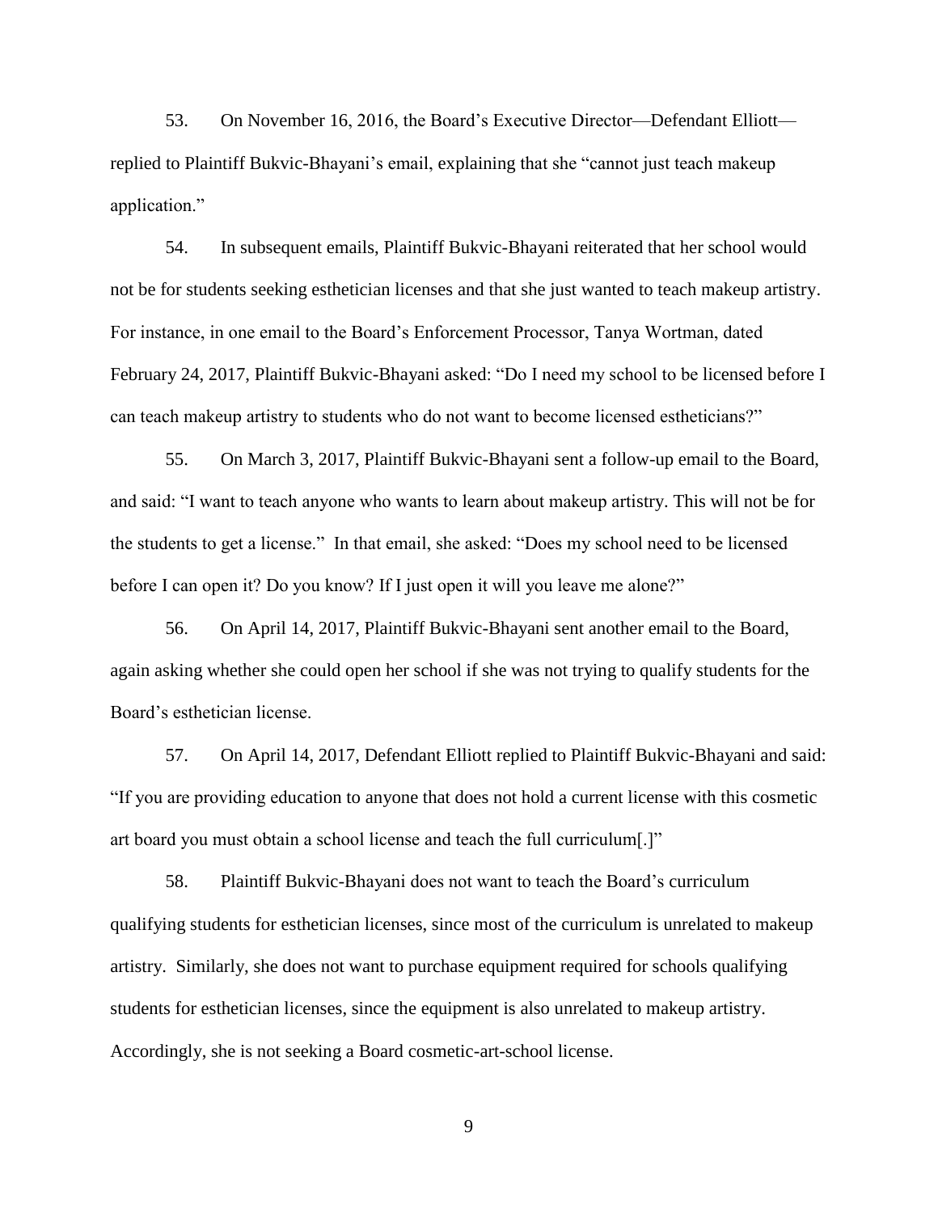53. On November 16, 2016, the Board's Executive Director—Defendant Elliott—replied to Plaintiff Bukvic-Bhayani's email, explaining that she "cannot just teach makeup application."

54. In subsequent emails, Plaintiff Bukvic-Bhayani reiterated that her school would not be for students seeking esthetician licenses and that she just wanted to teach makeup artistry. For instance, in one email to the Board's Enforcement Processor, Tanya Wortman, dated February 24, 2017, Plaintiff Bukvic-Bhayani asked: "Do I need my school to be licensed before I can teach makeup artistry to students who do not want to become licensed estheticians?"

55. On March 3, 2017, Plaintiff Bukvic-Bhayani sent a follow-up email to the Board, and said: "I want to teach anyone who wants to learn about makeup artistry. This will not be for the students to get a license." In that email, she asked: "Does my school need to be licensed before I can open it? Do you know? If I just open it will you leave me alone?"

56. On April 14, 2017, Plaintiff Bukvic-Bhayani sent another email to the Board, again asking whether she could open her school if she was not trying to qualify students for the Board's esthetician license.

57. On April 14, 2017, Defendant Elliott replied to Plaintiff Bukvic-Bhayani and said: "If you are providing education to anyone that does not hold a current license with this cosmetic art board you must obtain a school license and teach the full curriculum[.]"

58. Plaintiff Bukvic-Bhayani does not want to teach the Board's curriculum qualifying students for esthetician licenses, since most of the curriculum is unrelated to makeup artistry. Similarly, she does not want to purchase equipment required for schools qualifying students for esthetician licenses, since the equipment is also unrelated to makeup artistry. Accordingly, she is not seeking a Board cosmetic-art-school license.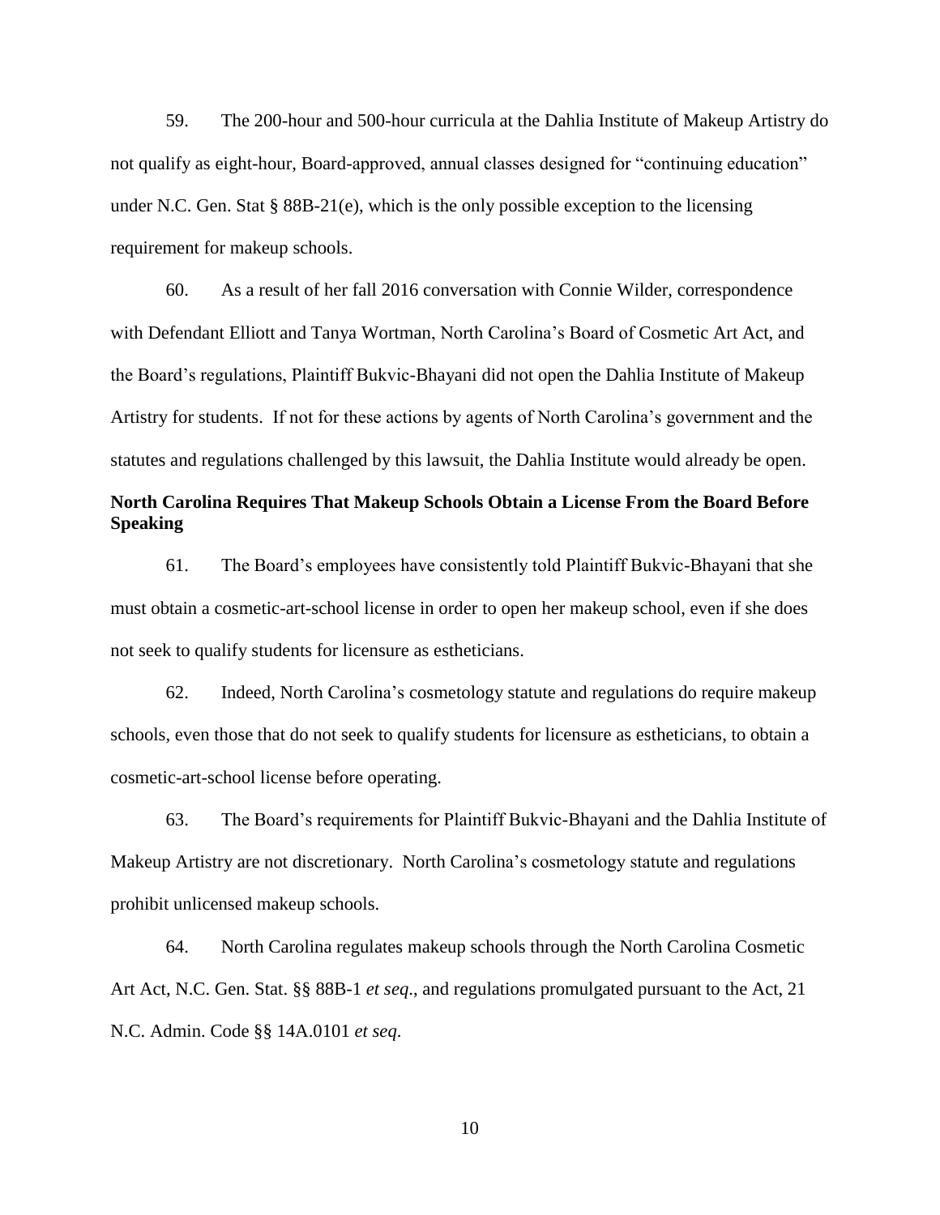59. The 200-hour and 500-hour curricula at the Dahlia Institute of Makeup Artistry do not qualify as eight-hour, Board-approved, annual classes designed for "continuing education" under N.C. Gen. Stat § 88B-21(e), which is the only possible exception to the licensing requirement for makeup schools.

60. As a result of her fall 2016 conversation with Connie Wilder, correspondence with Defendant Elliott and Tanya Wortman, North Carolina's Board of Cosmetic Art Act, and the Board's regulations, Plaintiff Bukvic-Bhayani did not open the Dahlia Institute of Makeup Artistry for students. If not for these actions by agents of North Carolina's government and the statutes and regulations challenged by this lawsuit, the Dahlia Institute would already be open.

**North Carolina Requires That Makeup Schools Obtain a License From the Board Before Speaking**

61. The Board's employees have consistently told Plaintiff Bukvic-Bhayani that she must obtain a cosmetic-art-school license in order to open her makeup school, even if she does not seek to qualify students for licensure as estheticians.

62. Indeed, North Carolina's cosmetology statute and regulations do require makeup schools, even those that do not seek to qualify students for licensure as estheticians, to obtain a cosmetic-art-school license before operating.

63. The Board's requirements for Plaintiff Bukvic-Bhayani and the Dahlia Institute of Makeup Artistry are not discretionary. North Carolina's cosmetology statute and regulations prohibit unlicensed makeup schools.

64. North Carolina regulates makeup schools through the North Carolina Cosmetic Art Act, N.C. Gen. Stat. §§ 88B-1 *et seq*., and regulations promulgated pursuant to the Act, 21 N.C. Admin. Code §§ 14A.0101 *et seq*.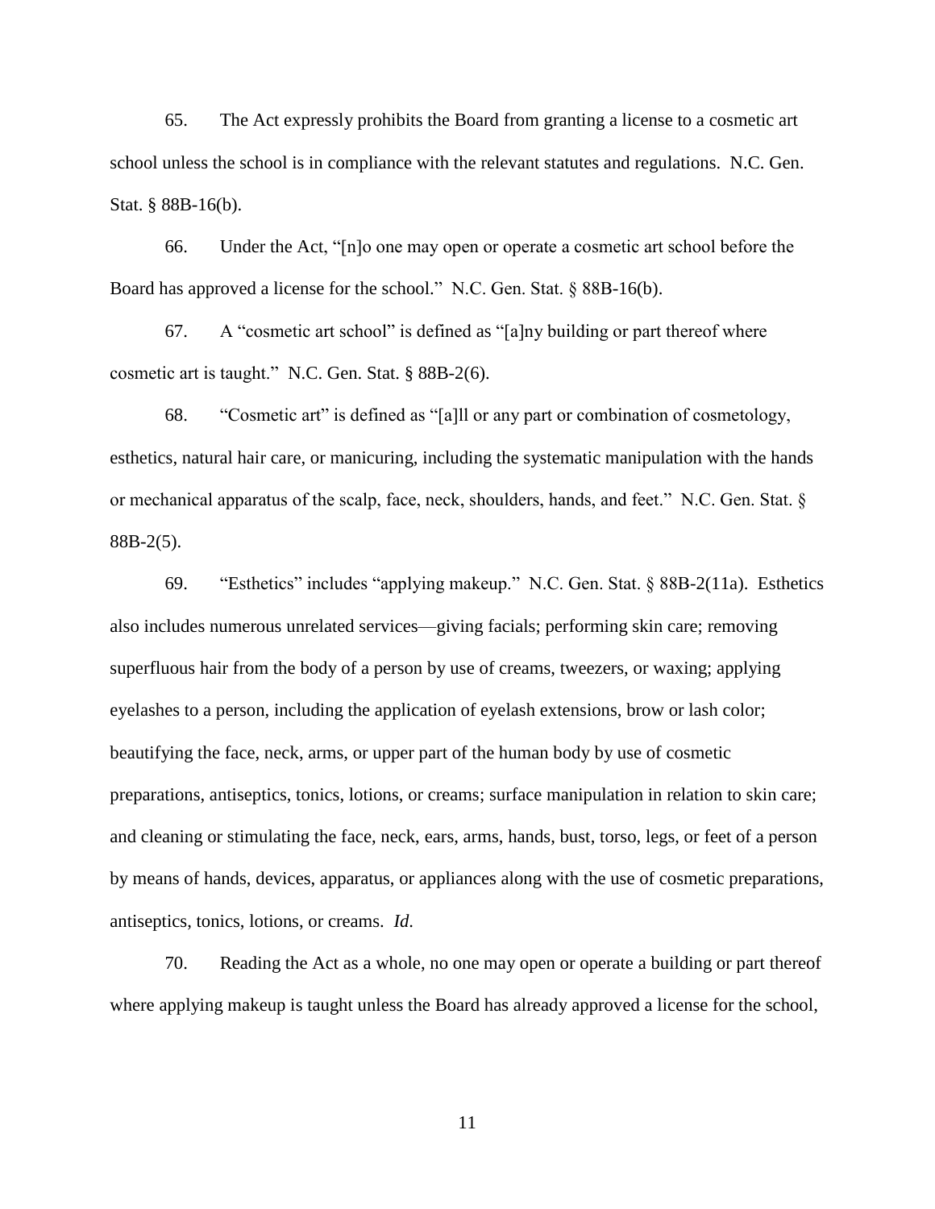65. The Act expressly prohibits the Board from granting a license to a cosmetic art school unless the school is in compliance with the relevant statutes and regulations. N.C. Gen. Stat. § 88B-16(b).

66. Under the Act, "[n]o one may open or operate a cosmetic art school before the Board has approved a license for the school." N.C. Gen. Stat. § 88B-16(b).

67. A "cosmetic art school" is defined as "[a]ny building or part thereof where cosmetic art is taught." N.C. Gen. Stat. § 88B-2(6).

68. "Cosmetic art" is defined as "[a]ll or any part or combination of cosmetology, esthetics, natural hair care, or manicuring, including the systematic manipulation with the hands or mechanical apparatus of the scalp, face, neck, shoulders, hands, and feet." N.C. Gen. Stat. § 88B-2(5).

69. "Esthetics" includes "applying makeup." N.C. Gen. Stat. § 88B-2(11a). Esthetics also includes numerous unrelated services—giving facials; performing skin care; removing superfluous hair from the body of a person by use of creams, tweezers, or waxing; applying eyelashes to a person, including the application of eyelash extensions, brow or lash color; beautifying the face, neck, arms, or upper part of the human body by use of cosmetic preparations, antiseptics, tonics, lotions, or creams; surface manipulation in relation to skin care; and cleaning or stimulating the face, neck, ears, arms, hands, bust, torso, legs, or feet of a person by means of hands, devices, apparatus, or appliances along with the use of cosmetic preparations, antiseptics, tonics, lotions, or creams. *Id.*

70. Reading the Act as a whole, no one may open or operate a building or part thereof where applying makeup is taught unless the Board has already approved a license for the school,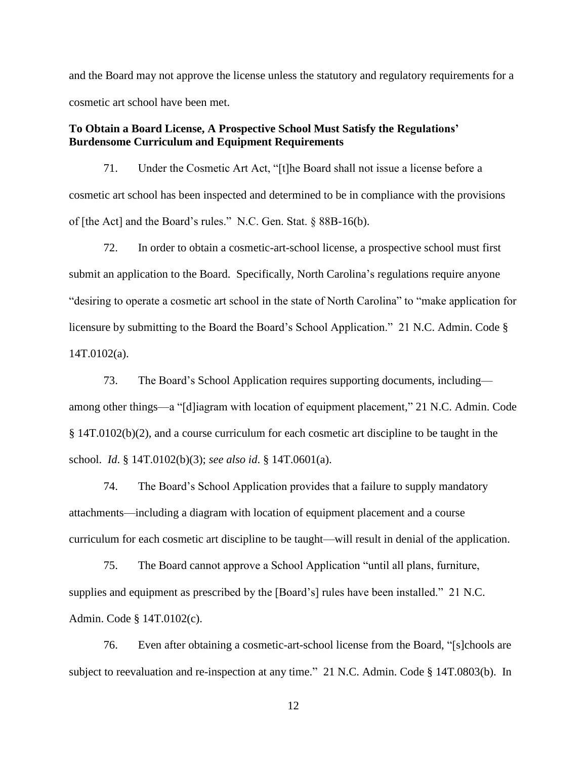and the Board may not approve the license unless the statutory and regulatory requirements for a cosmetic art school have been met.

**To Obtain a Board License, A Prospective School Must Satisfy the Regulations' Burdensome Curriculum and Equipment Requirements**

71. Under the Cosmetic Art Act, "[t]he Board shall not issue a license before a cosmetic art school has been inspected and determined to be in compliance with the provisions of [the Act] and the Board's rules." N.C. Gen. Stat. § 88B-16(b).

72. In order to obtain a cosmetic-art-school license, a prospective school must first submit an application to the Board. Specifically, North Carolina's regulations require anyone "desiring to operate a cosmetic art school in the state of North Carolina" to "make application for licensure by submitting to the Board the Board's School Application." 21 N.C. Admin. Code § 14T.0102(a).

73. The Board's School Application requires supporting documents, including—among other things—a "[d]iagram with location of equipment placement," 21 N.C. Admin. Code § 14T.0102(b)(2), and a course curriculum for each cosmetic art discipline to be taught in the school. *Id*. § 14T.0102(b)(3); *see also id*. § 14T.0601(a).

74. The Board's School Application provides that a failure to supply mandatory attachments—including a diagram with location of equipment placement and a course curriculum for each cosmetic art discipline to be taught—will result in denial of the application.

75. The Board cannot approve a School Application "until all plans, furniture, supplies and equipment as prescribed by the [Board's] rules have been installed." 21 N.C. Admin. Code § 14T.0102(c).

76. Even after obtaining a cosmetic-art-school license from the Board, "[s]chools are subject to reevaluation and re-inspection at any time." 21 N.C. Admin. Code § 14T.0803(b). In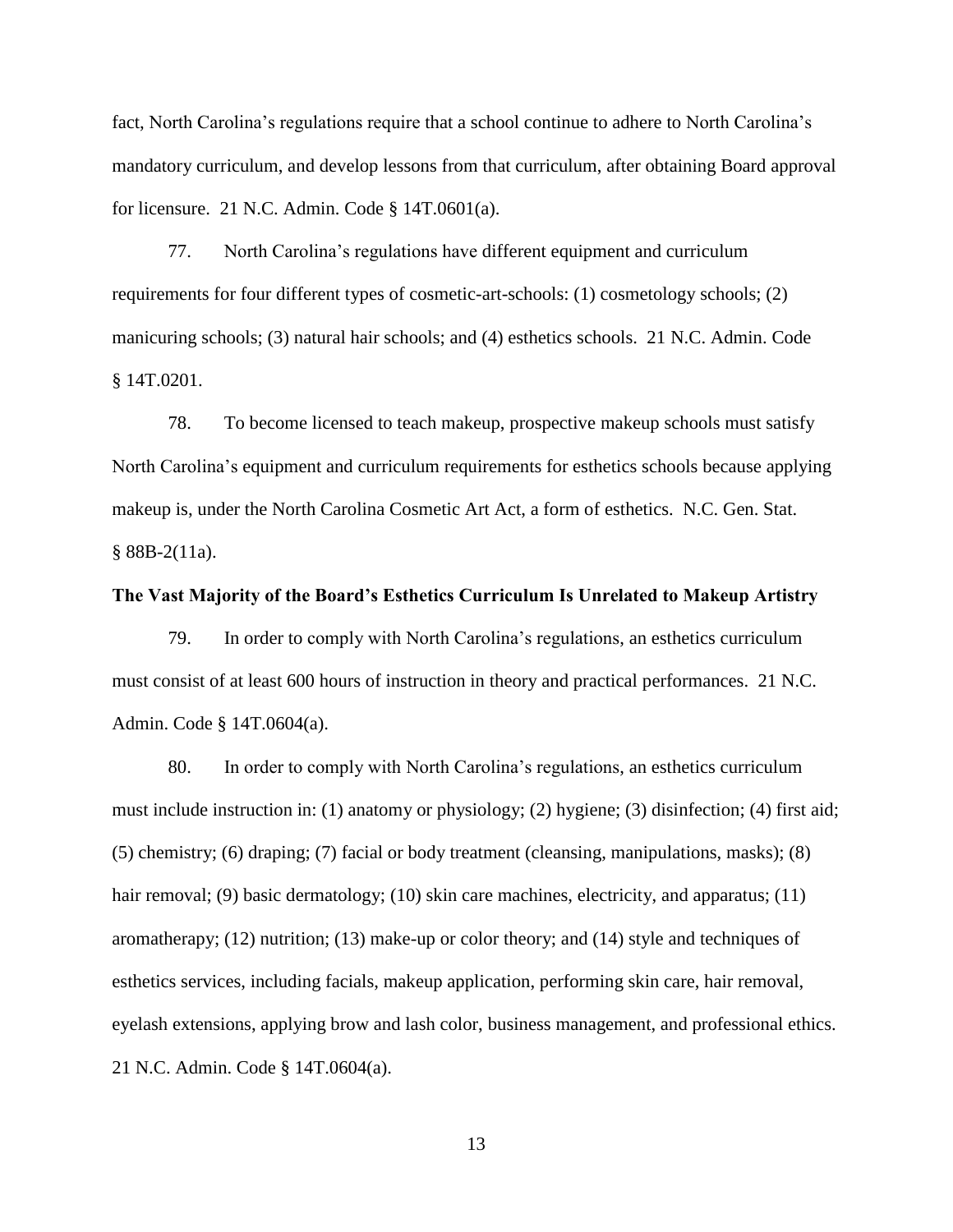fact, North Carolina's regulations require that a school continue to adhere to North Carolina's mandatory curriculum, and develop lessons from that curriculum, after obtaining Board approval for licensure. 21 N.C. Admin. Code § 14T.0601(a).

77. North Carolina's regulations have different equipment and curriculum requirements for four different types of cosmetic-art-schools: (1) cosmetology schools; (2) manicuring schools; (3) natural hair schools; and (4) esthetics schools. 21 N.C. Admin. Code § 14T.0201.

78. To become licensed to teach makeup, prospective makeup schools must satisfy North Carolina's equipment and curriculum requirements for esthetics schools because applying makeup is, under the North Carolina Cosmetic Art Act, a form of esthetics. N.C. Gen. Stat. § 88B-2(11a).

**The Vast Majority of the Board's Esthetics Curriculum Is Unrelated to Makeup Artistry**

79. In order to comply with North Carolina's regulations, an esthetics curriculum must consist of at least 600 hours of instruction in theory and practical performances. 21 N.C. Admin. Code § 14T.0604(a).

80. In order to comply with North Carolina's regulations, an esthetics curriculum must include instruction in: (1) anatomy or physiology; (2) hygiene; (3) disinfection; (4) first aid; (5) chemistry; (6) draping; (7) facial or body treatment (cleansing, manipulations, masks); (8) hair removal; (9) basic dermatology; (10) skin care machines, electricity, and apparatus; (11) aromatherapy; (12) nutrition; (13) make-up or color theory; and (14) style and techniques of esthetics services, including facials, makeup application, performing skin care, hair removal, eyelash extensions, applying brow and lash color, business management, and professional ethics. 21 N.C. Admin. Code § 14T.0604(a).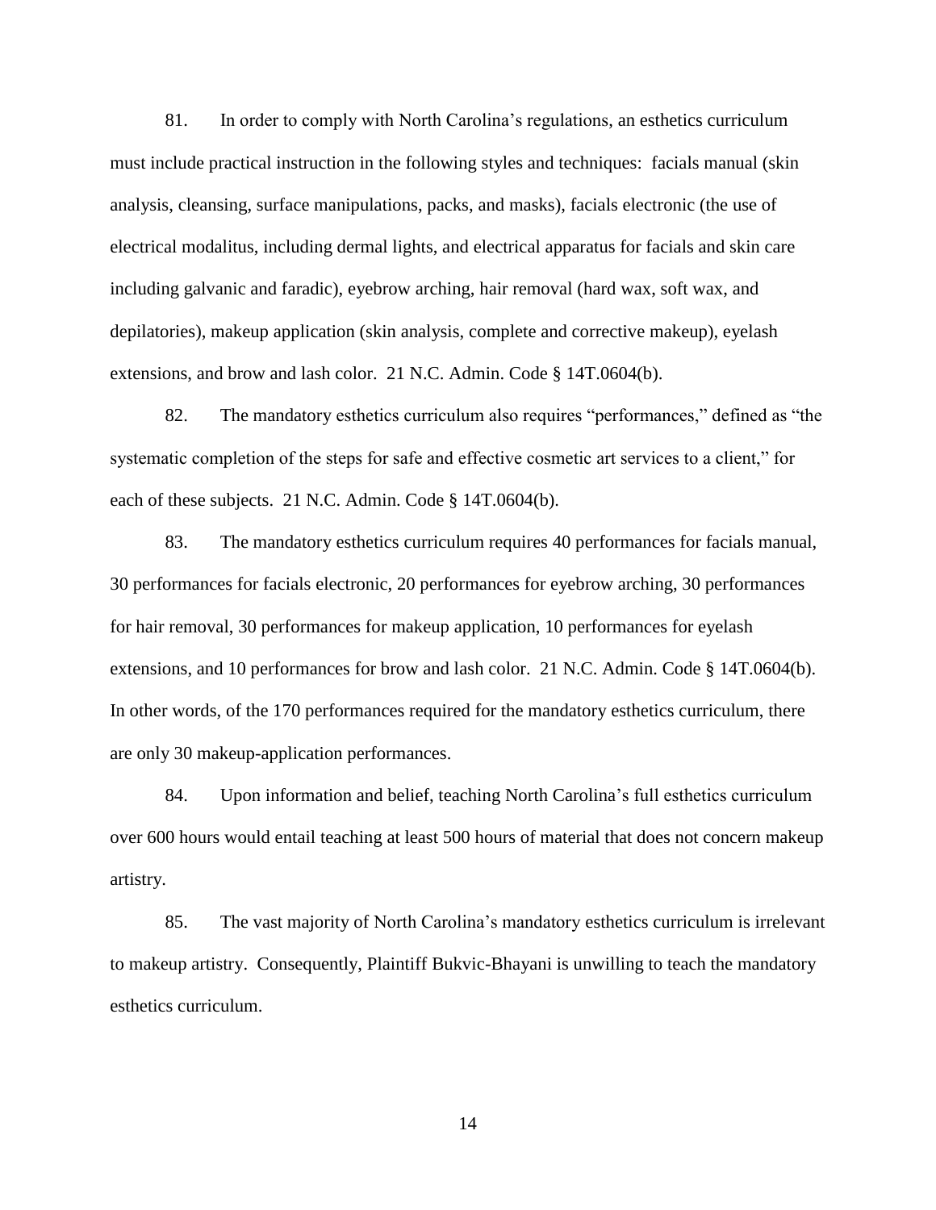81. In order to comply with North Carolina's regulations, an esthetics curriculum must include practical instruction in the following styles and techniques: facials manual (skin analysis, cleansing, surface manipulations, packs, and masks), facials electronic (the use of electrical modalitus, including dermal lights, and electrical apparatus for facials and skin care including galvanic and faradic), eyebrow arching, hair removal (hard wax, soft wax, and depilatories), makeup application (skin analysis, complete and corrective makeup), eyelash extensions, and brow and lash color. 21 N.C. Admin. Code § 14T.0604(b).

82. The mandatory esthetics curriculum also requires "performances," defined as "the systematic completion of the steps for safe and effective cosmetic art services to a client," for each of these subjects. 21 N.C. Admin. Code § 14T.0604(b).

83. The mandatory esthetics curriculum requires 40 performances for facials manual, 30 performances for facials electronic, 20 performances for eyebrow arching, 30 performances for hair removal, 30 performances for makeup application, 10 performances for eyelash extensions, and 10 performances for brow and lash color. 21 N.C. Admin. Code § 14T.0604(b). In other words, of the 170 performances required for the mandatory esthetics curriculum, there are only 30 makeup-application performances.

84. Upon information and belief, teaching North Carolina's full esthetics curriculum over 600 hours would entail teaching at least 500 hours of material that does not concern makeup artistry.

85. The vast majority of North Carolina's mandatory esthetics curriculum is irrelevant to makeup artistry. Consequently, Plaintiff Bukvic-Bhayani is unwilling to teach the mandatory esthetics curriculum.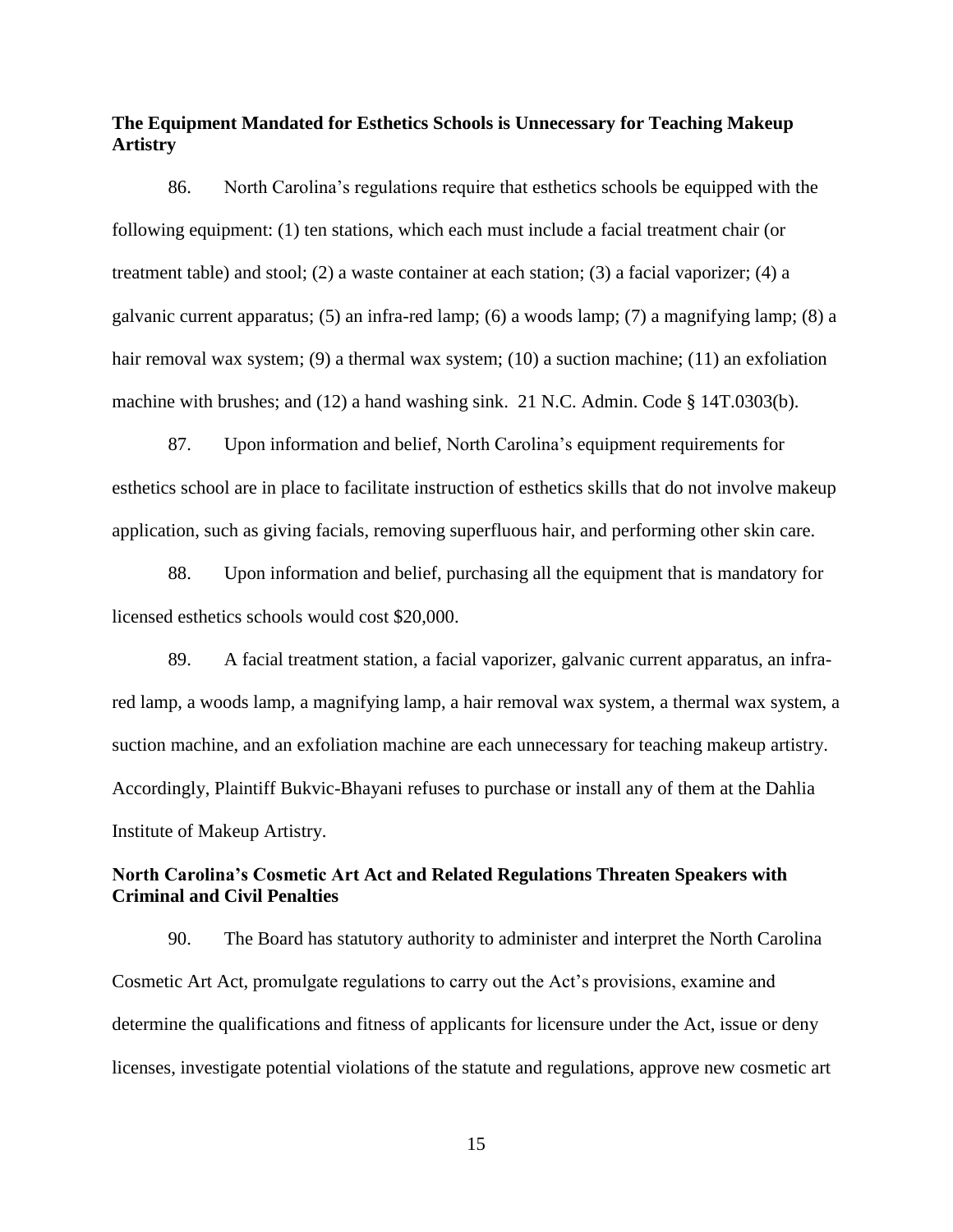**The Equipment Mandated for Esthetics Schools is Unnecessary for Teaching Makeup Artistry**

86. North Carolina's regulations require that esthetics schools be equipped with the following equipment: (1) ten stations, which each must include a facial treatment chair (or treatment table) and stool; (2) a waste container at each station; (3) a facial vaporizer; (4) a galvanic current apparatus; (5) an infra-red lamp; (6) a woods lamp; (7) a magnifying lamp; (8) a hair removal wax system; (9) a thermal wax system; (10) a suction machine; (11) an exfoliation machine with brushes; and (12) a hand washing sink. 21 N.C. Admin. Code § 14T.0303(b).

87. Upon information and belief, North Carolina's equipment requirements for esthetics school are in place to facilitate instruction of esthetics skills that do not involve makeup application, such as giving facials, removing superfluous hair, and performing other skin care.

88. Upon information and belief, purchasing all the equipment that is mandatory for licensed esthetics schools would cost $20,000.

89. A facial treatment station, a facial vaporizer, galvanic current apparatus, an infra-red lamp, a woods lamp, a magnifying lamp, a hair removal wax system, a thermal wax system, a suction machine, and an exfoliation machine are each unnecessary for teaching makeup artistry. Accordingly, Plaintiff Bukvic-Bhayani refuses to purchase or install any of them at the Dahlia Institute of Makeup Artistry.

**North Carolina's Cosmetic Art Act and Related Regulations Threaten Speakers with Criminal and Civil Penalties**

90. The Board has statutory authority to administer and interpret the North Carolina Cosmetic Art Act, promulgate regulations to carry out the Act's provisions, examine and determine the qualifications and fitness of applicants for licensure under the Act, issue or deny licenses, investigate potential violations of the statute and regulations, approve new cosmetic art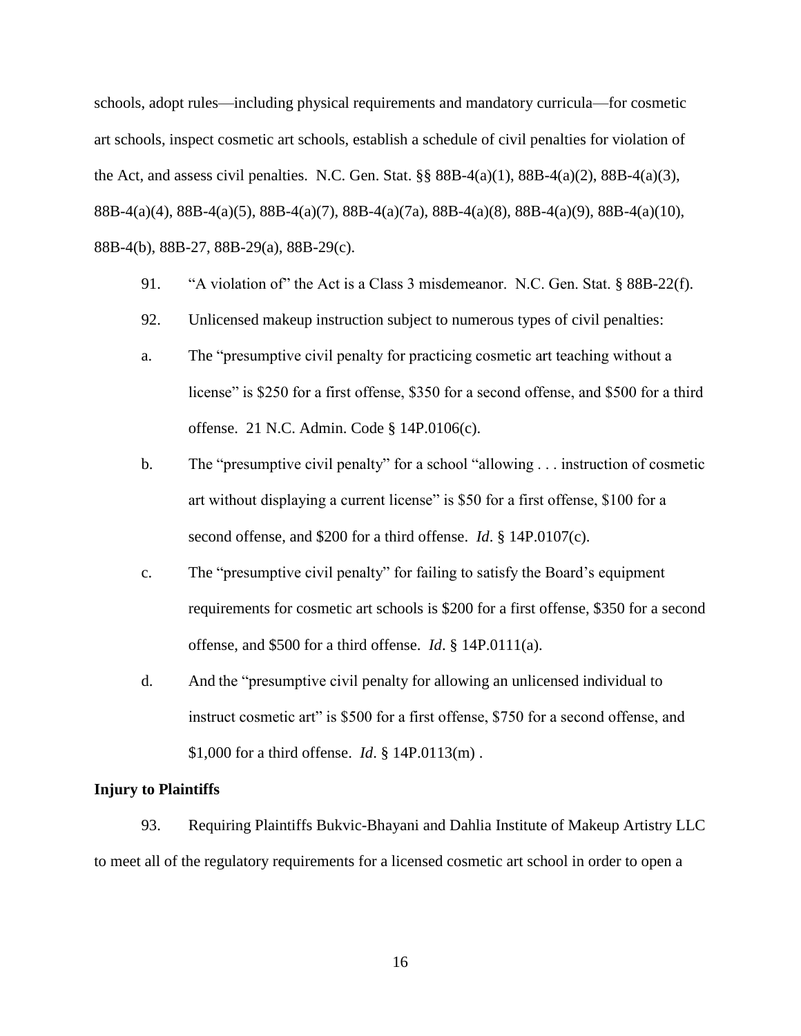schools, adopt rules—including physical requirements and mandatory curricula—for cosmetic art schools, inspect cosmetic art schools, establish a schedule of civil penalties for violation of the Act, and assess civil penalties. N.C. Gen. Stat. §§ 88B-4(a)(1), 88B-4(a)(2), 88B-4(a)(3), 88B-4(a)(4), 88B-4(a)(5), 88B-4(a)(7), 88B-4(a)(7a), 88B-4(a)(8), 88B-4(a)(9), 88B-4(a)(10), 88B-4(b), 88B-27, 88B-29(a), 88B-29(c).

91. "A violation of" the Act is a Class 3 misdemeanor. N.C. Gen. Stat. § 88B-22(f).

92. Unlicensed makeup instruction subject to numerous types of civil penalties:

a. The "presumptive civil penalty for practicing cosmetic art teaching without a license" is $250 for a first offense, $350 for a second offense, and $500 for a third offense. 21 N.C. Admin. Code § 14P.0106(c).

b. The "presumptive civil penalty" for a school "allowing . . . instruction of cosmetic art without displaying a current license" is $50 for a first offense, $100 for a second offense, and $200 for a third offense. *Id*. § 14P.0107(c).

c. The "presumptive civil penalty" for failing to satisfy the Board's equipment requirements for cosmetic art schools is $200 for a first offense, $350 for a second offense, and $500 for a third offense. *Id*. § 14P.0111(a).

d. And the "presumptive civil penalty for allowing an unlicensed individual to instruct cosmetic art" is $500 for a first offense, $750 for a second offense, and $1,000 for a third offense. *Id*. § 14P.0113(m) .

**Injury to Plaintiffs**

93. Requiring Plaintiffs Bukvic-Bhayani and Dahlia Institute of Makeup Artistry LLC to meet all of the regulatory requirements for a licensed cosmetic art school in order to open a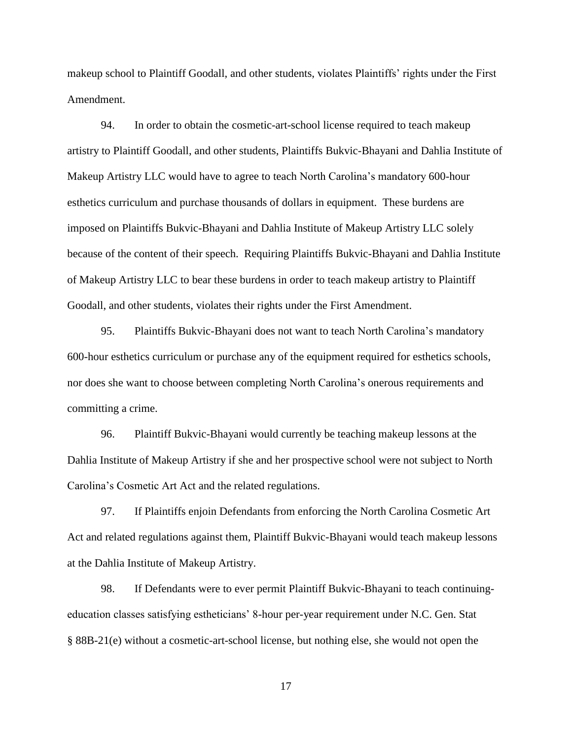makeup school to Plaintiff Goodall, and other students, violates Plaintiffs' rights under the First Amendment.

94. In order to obtain the cosmetic-art-school license required to teach makeup artistry to Plaintiff Goodall, and other students, Plaintiffs Bukvic-Bhayani and Dahlia Institute of Makeup Artistry LLC would have to agree to teach North Carolina's mandatory 600-hour esthetics curriculum and purchase thousands of dollars in equipment. These burdens are imposed on Plaintiffs Bukvic-Bhayani and Dahlia Institute of Makeup Artistry LLC solely because of the content of their speech. Requiring Plaintiffs Bukvic-Bhayani and Dahlia Institute of Makeup Artistry LLC to bear these burdens in order to teach makeup artistry to Plaintiff Goodall, and other students, violates their rights under the First Amendment.

95. Plaintiffs Bukvic-Bhayani does not want to teach North Carolina's mandatory 600-hour esthetics curriculum or purchase any of the equipment required for esthetics schools, nor does she want to choose between completing North Carolina's onerous requirements and committing a crime.

96. Plaintiff Bukvic-Bhayani would currently be teaching makeup lessons at the Dahlia Institute of Makeup Artistry if she and her prospective school were not subject to North Carolina's Cosmetic Art Act and the related regulations.

97. If Plaintiffs enjoin Defendants from enforcing the North Carolina Cosmetic Art Act and related regulations against them, Plaintiff Bukvic-Bhayani would teach makeup lessons at the Dahlia Institute of Makeup Artistry.

98. If Defendants were to ever permit Plaintiff Bukvic-Bhayani to teach continuing-education classes satisfying estheticians' 8-hour per-year requirement under N.C. Gen. Stat § 88B-21(e) without a cosmetic-art-school license, but nothing else, she would not open the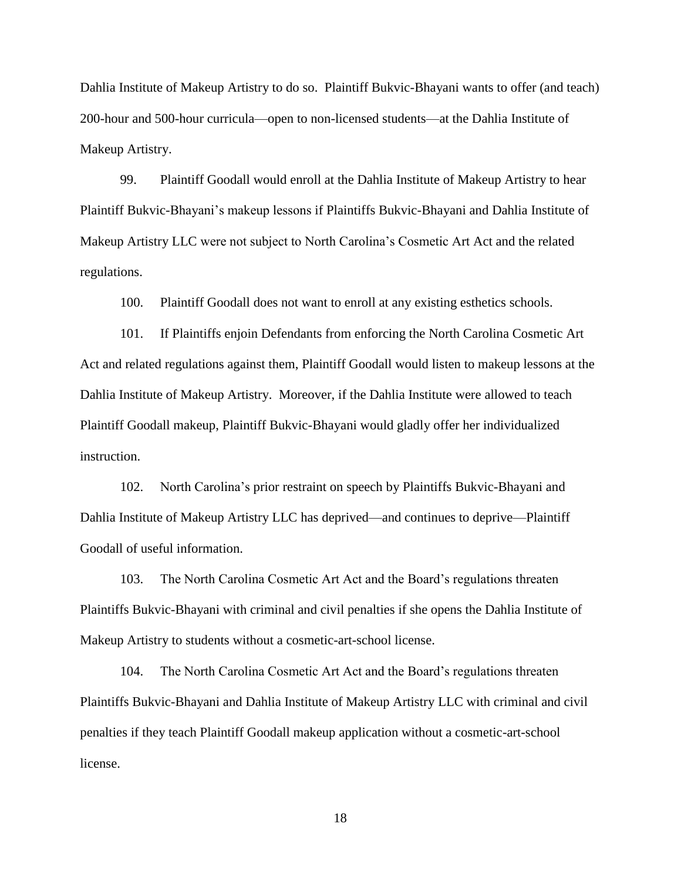Dahlia Institute of Makeup Artistry to do so. Plaintiff Bukvic-Bhayani wants to offer (and teach) 200-hour and 500-hour curricula—open to non-licensed students—at the Dahlia Institute of Makeup Artistry.

99. Plaintiff Goodall would enroll at the Dahlia Institute of Makeup Artistry to hear Plaintiff Bukvic-Bhayani's makeup lessons if Plaintiffs Bukvic-Bhayani and Dahlia Institute of Makeup Artistry LLC were not subject to North Carolina's Cosmetic Art Act and the related regulations.

100. Plaintiff Goodall does not want to enroll at any existing esthetics schools.

101. If Plaintiffs enjoin Defendants from enforcing the North Carolina Cosmetic Art Act and related regulations against them, Plaintiff Goodall would listen to makeup lessons at the Dahlia Institute of Makeup Artistry. Moreover, if the Dahlia Institute were allowed to teach Plaintiff Goodall makeup, Plaintiff Bukvic-Bhayani would gladly offer her individualized instruction.

102. North Carolina's prior restraint on speech by Plaintiffs Bukvic-Bhayani and Dahlia Institute of Makeup Artistry LLC has deprived—and continues to deprive—Plaintiff Goodall of useful information.

103. The North Carolina Cosmetic Art Act and the Board's regulations threaten Plaintiffs Bukvic-Bhayani with criminal and civil penalties if she opens the Dahlia Institute of Makeup Artistry to students without a cosmetic-art-school license.

104. The North Carolina Cosmetic Art Act and the Board's regulations threaten Plaintiffs Bukvic-Bhayani and Dahlia Institute of Makeup Artistry LLC with criminal and civil penalties if they teach Plaintiff Goodall makeup application without a cosmetic-art-school license.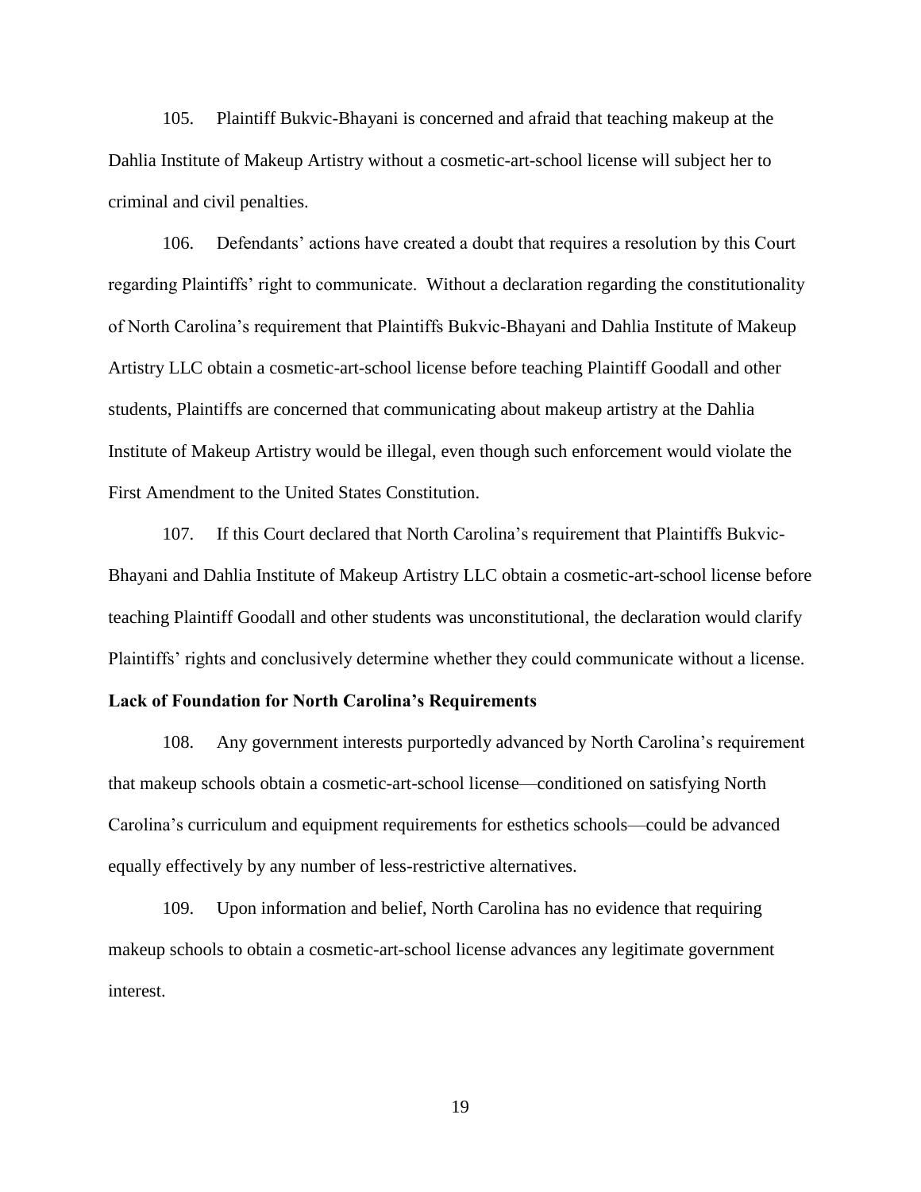105. Plaintiff Bukvic-Bhayani is concerned and afraid that teaching makeup at the Dahlia Institute of Makeup Artistry without a cosmetic-art-school license will subject her to criminal and civil penalties.

106. Defendants' actions have created a doubt that requires a resolution by this Court regarding Plaintiffs' right to communicate. Without a declaration regarding the constitutionality of North Carolina's requirement that Plaintiffs Bukvic-Bhayani and Dahlia Institute of Makeup Artistry LLC obtain a cosmetic-art-school license before teaching Plaintiff Goodall and other students, Plaintiffs are concerned that communicating about makeup artistry at the Dahlia Institute of Makeup Artistry would be illegal, even though such enforcement would violate the First Amendment to the United States Constitution.

107. If this Court declared that North Carolina's requirement that Plaintiffs Bukvic-Bhayani and Dahlia Institute of Makeup Artistry LLC obtain a cosmetic-art-school license before teaching Plaintiff Goodall and other students was unconstitutional, the declaration would clarify Plaintiffs' rights and conclusively determine whether they could communicate without a license.

**Lack of Foundation for North Carolina's Requirements**

108. Any government interests purportedly advanced by North Carolina's requirement that makeup schools obtain a cosmetic-art-school license—conditioned on satisfying North Carolina's curriculum and equipment requirements for esthetics schools—could be advanced equally effectively by any number of less-restrictive alternatives.

109. Upon information and belief, North Carolina has no evidence that requiring makeup schools to obtain a cosmetic-art-school license advances any legitimate government interest.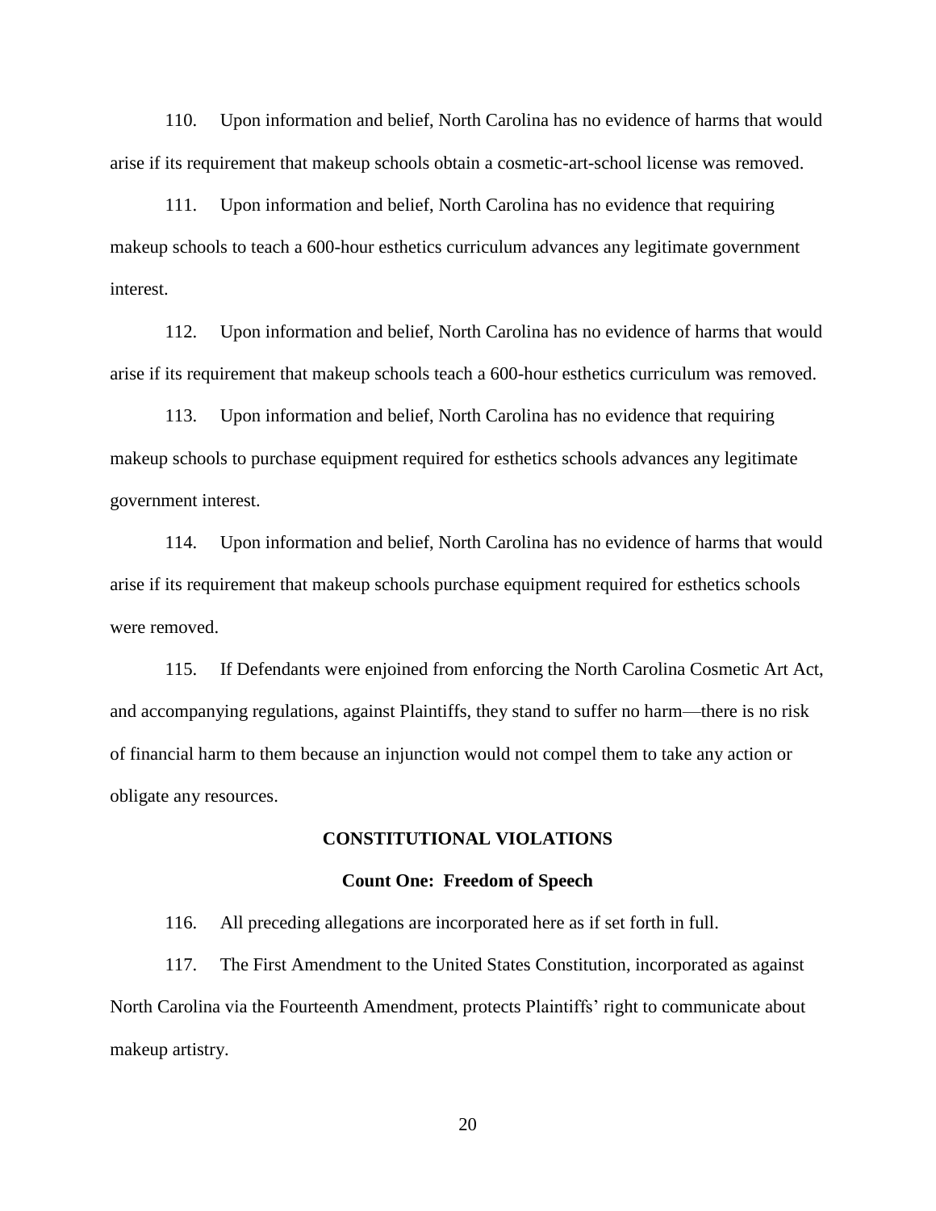110. Upon information and belief, North Carolina has no evidence of harms that would arise if its requirement that makeup schools obtain a cosmetic-art-school license was removed.

111. Upon information and belief, North Carolina has no evidence that requiring makeup schools to teach a 600-hour esthetics curriculum advances any legitimate government interest.

112. Upon information and belief, North Carolina has no evidence of harms that would arise if its requirement that makeup schools teach a 600-hour esthetics curriculum was removed.

113. Upon information and belief, North Carolina has no evidence that requiring makeup schools to purchase equipment required for esthetics schools advances any legitimate government interest.

114. Upon information and belief, North Carolina has no evidence of harms that would arise if its requirement that makeup schools purchase equipment required for esthetics schools were removed.

115. If Defendants were enjoined from enforcing the North Carolina Cosmetic Art Act, and accompanying regulations, against Plaintiffs, they stand to suffer no harm—there is no risk of financial harm to them because an injunction would not compel them to take any action or obligate any resources.

## CONSTITUTIONAL VIOLATIONS

### Count One: Freedom of Speech

116. All preceding allegations are incorporated here as if set forth in full.

117. The First Amendment to the United States Constitution, incorporated as against North Carolina via the Fourteenth Amendment, protects Plaintiffs' right to communicate about makeup artistry.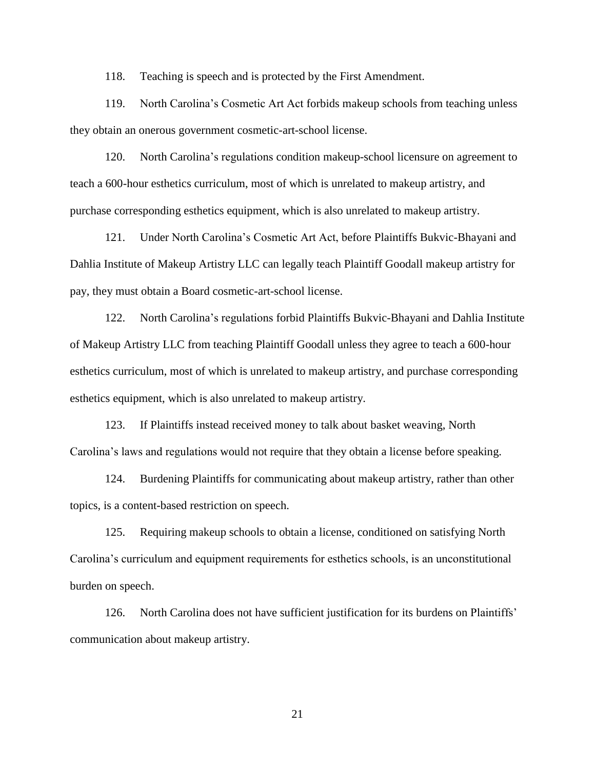118. Teaching is speech and is protected by the First Amendment.

119. North Carolina's Cosmetic Art Act forbids makeup schools from teaching unless they obtain an onerous government cosmetic-art-school license.

120. North Carolina's regulations condition makeup-school licensure on agreement to teach a 600-hour esthetics curriculum, most of which is unrelated to makeup artistry, and purchase corresponding esthetics equipment, which is also unrelated to makeup artistry.

121. Under North Carolina's Cosmetic Art Act, before Plaintiffs Bukvic-Bhayani and Dahlia Institute of Makeup Artistry LLC can legally teach Plaintiff Goodall makeup artistry for pay, they must obtain a Board cosmetic-art-school license.

122. North Carolina's regulations forbid Plaintiffs Bukvic-Bhayani and Dahlia Institute of Makeup Artistry LLC from teaching Plaintiff Goodall unless they agree to teach a 600-hour esthetics curriculum, most of which is unrelated to makeup artistry, and purchase corresponding esthetics equipment, which is also unrelated to makeup artistry.

123. If Plaintiffs instead received money to talk about basket weaving, North Carolina's laws and regulations would not require that they obtain a license before speaking.

124. Burdening Plaintiffs for communicating about makeup artistry, rather than other topics, is a content-based restriction on speech.

125. Requiring makeup schools to obtain a license, conditioned on satisfying North Carolina's curriculum and equipment requirements for esthetics schools, is an unconstitutional burden on speech.

126. North Carolina does not have sufficient justification for its burdens on Plaintiffs' communication about makeup artistry.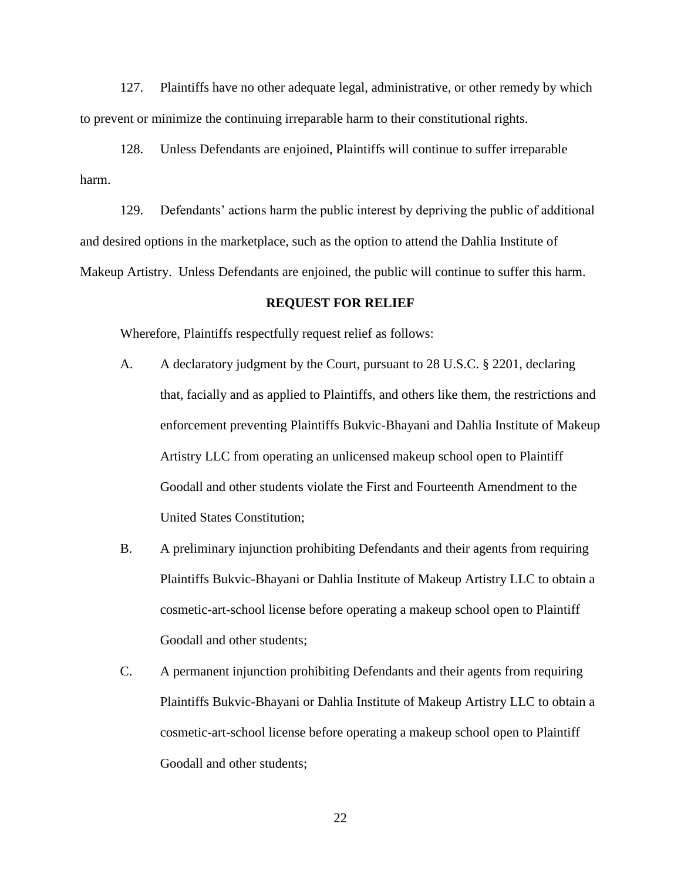127. Plaintiffs have no other adequate legal, administrative, or other remedy by which to prevent or minimize the continuing irreparable harm to their constitutional rights.

128. Unless Defendants are enjoined, Plaintiffs will continue to suffer irreparable harm.

129. Defendants' actions harm the public interest by depriving the public of additional and desired options in the marketplace, such as the option to attend the Dahlia Institute of Makeup Artistry. Unless Defendants are enjoined, the public will continue to suffer this harm.

**REQUEST FOR RELIEF**

Wherefore, Plaintiffs respectfully request relief as follows:

A. A declaratory judgment by the Court, pursuant to 28 U.S.C. § 2201, declaring that, facially and as applied to Plaintiffs, and others like them, the restrictions and enforcement preventing Plaintiffs Bukvic-Bhayani and Dahlia Institute of Makeup Artistry LLC from operating an unlicensed makeup school open to Plaintiff Goodall and other students violate the First and Fourteenth Amendment to the United States Constitution;

B. A preliminary injunction prohibiting Defendants and their agents from requiring Plaintiffs Bukvic-Bhayani or Dahlia Institute of Makeup Artistry LLC to obtain a cosmetic-art-school license before operating a makeup school open to Plaintiff Goodall and other students;

C. A permanent injunction prohibiting Defendants and their agents from requiring Plaintiffs Bukvic-Bhayani or Dahlia Institute of Makeup Artistry LLC to obtain a cosmetic-art-school license before operating a makeup school open to Plaintiff Goodall and other students;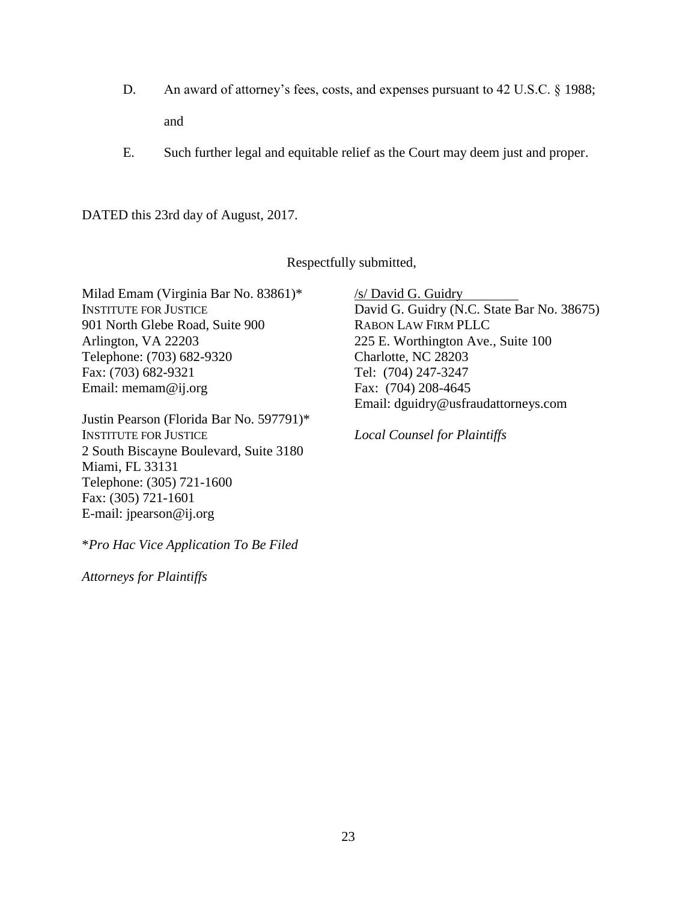D. An award of attorney's fees, costs, and expenses pursuant to 42 U.S.C. § 1988; and

E. Such further legal and equitable relief as the Court may deem just and proper.

DATED this 23rd day of August, 2017.

Respectfully submitted,

Milad Emam (Virginia Bar No. 83861)*
INSTITUTE FOR JUSTICE
901 North Glebe Road, Suite 900
Arlington, VA 22203
Telephone: (703) 682-9320
Fax: (703) 682-9321
Email: memam@ij.org

Justin Pearson (Florida Bar No. 597791)*
INSTITUTE FOR JUSTICE
2 South Biscayne Boulevard, Suite 3180
Miami, FL 33131
Telephone: (305) 721-1600
Fax: (305) 721-1601
E-mail: jpearson@ij.org

*\*Pro Hac Vice Application To Be Filed*

*Attorneys for Plaintiffs*

/s/ David G. Guidry
David G. Guidry (N.C. State Bar No. 38675)
RABON LAW FIRM PLLC
225 E. Worthington Ave., Suite 100
Charlotte, NC 28203
Tel: (704) 247-3247
Fax: (704) 208-4645
Email: dguidry@usfraudattorneys.com

*Local Counsel for Plaintiffs*